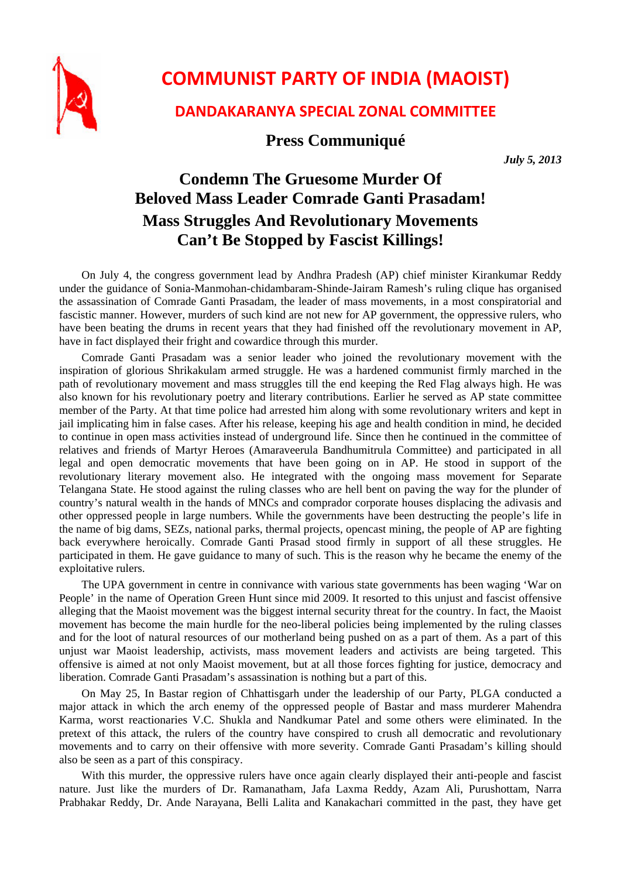# COMMUNIST PARTY OF INDIA (MAOIST)

## DANDAKARANYA SPECIAL ZONAL COMMITTEE

### Press Communiqué

*July 5, 2013*

## Condemn The Gruesome Murder Of Beloved Mass Leader Comrade Ganti Prasadam! Mass Struggles And Revolutionary Movements Can't Be Stopped by Fascist Killings!

On July 4, the congress government lead by Andhra Pradesh (AP) chief minister Kirankumar Reddy under the guidance of Sonia-Manmohan-chidambaram-Shinde-Jairam Ramesh's ruling clique has organised the assassination of Comrade Ganti Prasadam, the leader of mass movements, in a most conspiratorial and fascistic manner. However, murders of such kind are not new for AP government, the oppressive rulers, who have been beating the drums in recent years that they had finished off the revolutionary movement in AP, have in fact displayed their fright and cowardice through this murder.

Comrade Ganti Prasadam was a senior leader who joined the revolutionary movement with the inspiration of glorious Shrikakulam armed struggle. He was a hardened communist firmly marched in the path of revolutionary movement and mass struggles till the end keeping the Red Flag always high. He was also known for his revolutionary poetry and literary contributions. Earlier he served as AP state committee member of the Party. At that time police had arrested him along with some revolutionary writers and kept in jail implicating him in false cases. After his release, keeping his age and health condition in mind, he decided to continue in open mass activities instead of underground life. Since then he continued in the committee of relatives and friends of Martyr Heroes (Amaraveerula Bandhumitrula Committee) and participated in all legal and open democratic movements that have been going on in AP. He stood in support of the revolutionary literary movement also. He integrated with the ongoing mass movement for Separate Telangana State. He stood against the ruling classes who are hell bent on paving the way for the plunder of country's natural wealth in the hands of MNCs and comprador corporate houses displacing the adivasis and other oppressed people in large numbers. While the governments have been destructing the people's life in the name of big dams, SEZs, national parks, thermal projects, opencast mining, the people of AP are fighting back everywhere heroically. Comrade Ganti Prasad stood firmly in support of all these struggles. He participated in them. He gave guidance to many of such. This is the reason why he became the enemy of the exploitative rulers.

The UPA government in centre in connivance with various state governments has been waging 'War on People' in the name of Operation Green Hunt since mid 2009. It resorted to this unjust and fascist offensive alleging that the Maoist movement was the biggest internal security threat for the country. In fact, the Maoist movement has become the main hurdle for the neo-liberal policies being implemented by the ruling classes and for the loot of natural resources of our motherland being pushed on as a part of them. As a part of this unjust war Maoist leadership, activists, mass movement leaders and activists are being targeted. This offensive is aimed at not only Maoist movement, but at all those forces fighting for justice, democracy and liberation. Comrade Ganti Prasadam's assassination is nothing but a part of this.

On May 25, In Bastar region of Chhattisgarh under the leadership of our Party, PLGA conducted a major attack in which the arch enemy of the oppressed people of Bastar and mass murderer Mahendra Karma, worst reactionaries V.C. Shukla and Nandkumar Patel and some others were eliminated. In the pretext of this attack, the rulers of the country have conspired to crush all democratic and revolutionary movements and to carry on their offensive with more severity. Comrade Ganti Prasadam's killing should also be seen as a part of this conspiracy.

With this murder, the oppressive rulers have once again clearly displayed their anti-people and fascist nature. Just like the murders of Dr. Ramanatham, Jafa Laxma Reddy, Azam Ali, Purushottam, Narra Prabhakar Reddy, Dr. Ande Narayana, Belli Lalita and Kanakachari committed in the past, they have get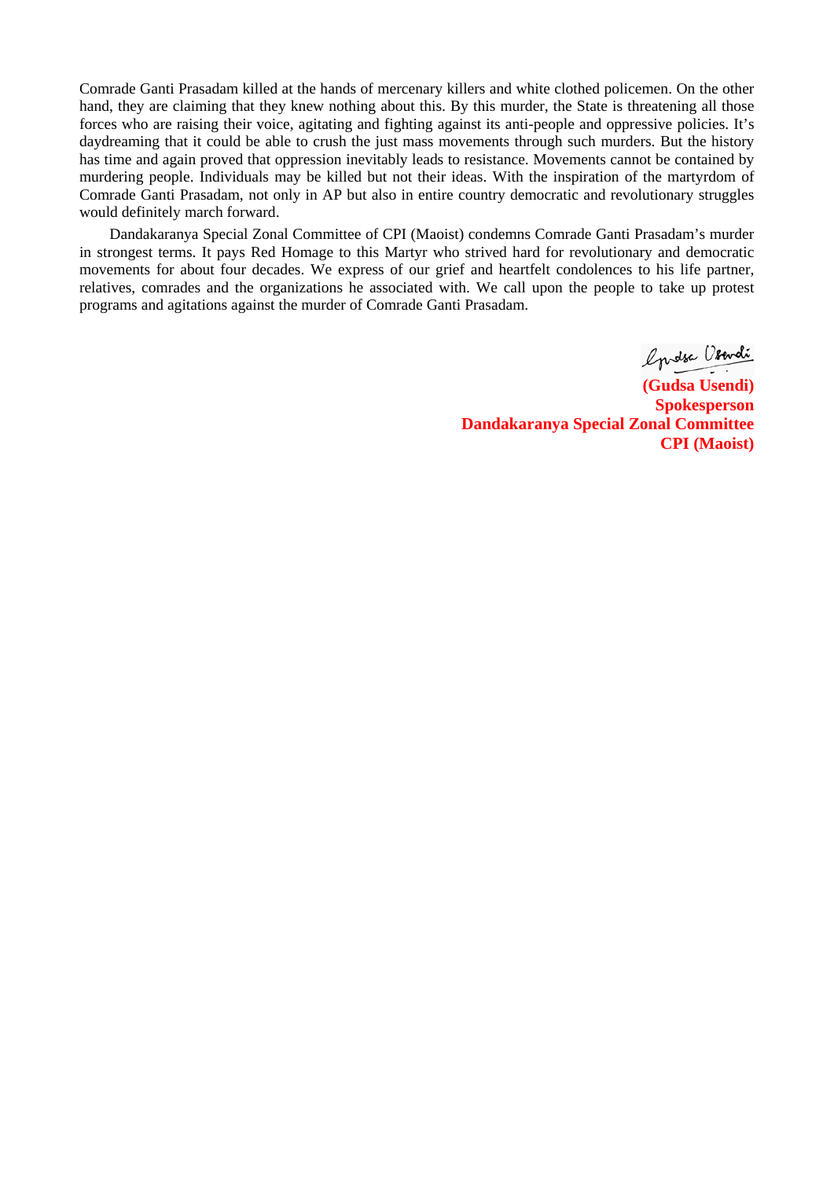Comrade Ganti Prasadam killed at the hands of mercenary killers and white clothed policemen. On the other hand, they are claiming that they knew nothing about this. By this murder, the State is threatening all those forces who are raising their voice, agitating and fighting against its anti-people and oppressive policies. It's daydreaming that it could be able to crush the just mass movements through such murders. But the history has time and again proved that oppression inevitably leads to resistance. Movements cannot be contained by murdering people. Individuals may be killed but not their ideas. With the inspiration of the martyrdom of Comrade Ganti Prasadam, not only in AP but also in entire country democratic and revolutionary struggles would definitely march forward.

Dandakaranya Special Zonal Committee of CPI (Maoist) condemns Comrade Ganti Prasadam's murder in strongest terms. It pays Red Homage to this Martyr who strived hard for revolutionary and democratic movements for about four decades. We express of our grief and heartfelt condolences to his life partner, relatives, comrades and the organizations he associated with. We call upon the people to take up protest programs and agitations against the murder of Comrade Ganti Prasadam.

Gudsa Usendi

**(Gudsa Usendi)**
**Spokesperson**
**Dandakaranya Special Zonal Committee**
**CPI (Maoist)**